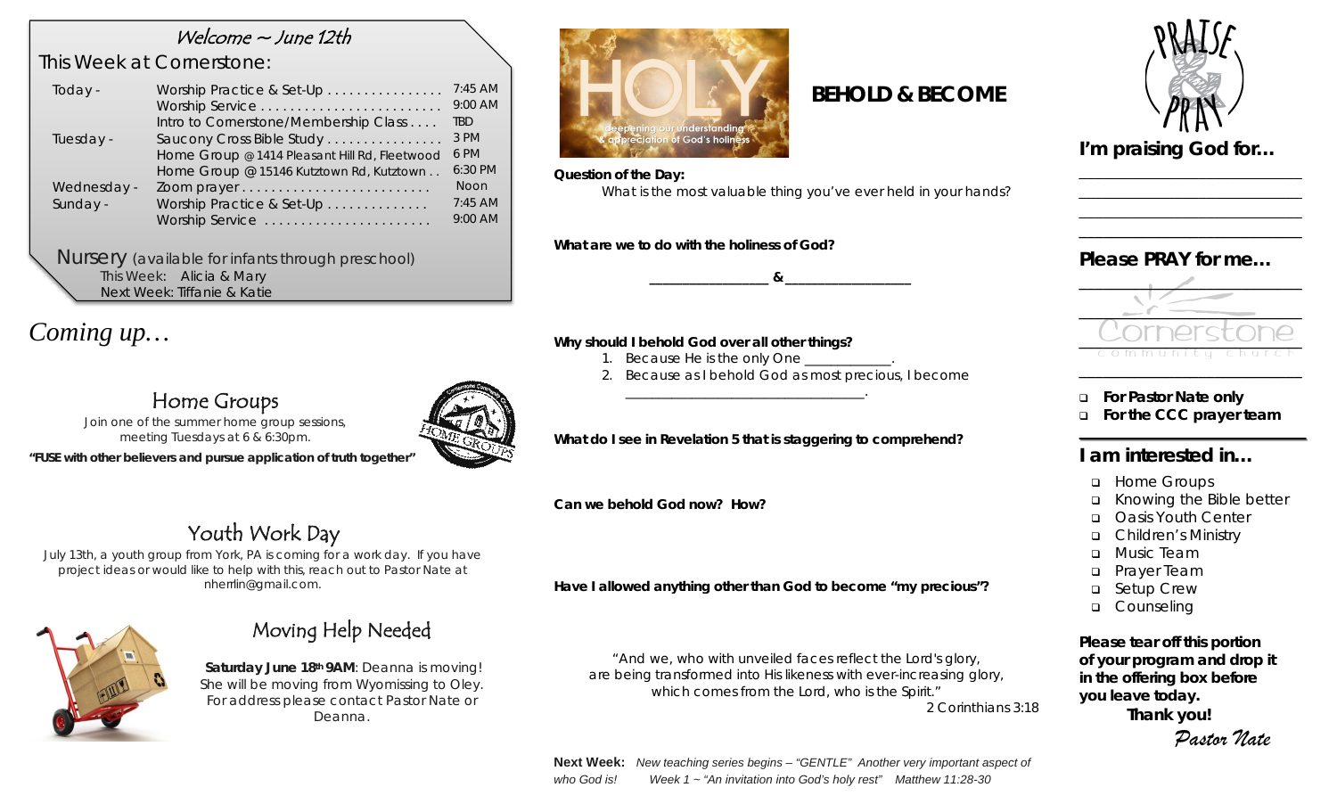## Welcome ~ June 12th

### This Week at Cornerstone:

| | | |
|---|---|---|
| Today - | Worship Practice & Set-Up | 7:45 AM |
| | Worship Service | 9:00 AM |
| | Intro to Cornerstone/Membership Class | TBD |
| Tuesday - | Saucony Cross Bible Study | 3 PM |
| | Home Group @ 1414 Pleasant Hill Rd, Fleetwood | 6 PM |
| | Home Group @ 15146 Kutztown Rd, Kutztown | 6:30 PM |
| Wednesday - | Zoom prayer | Noon |
| Sunday - | Worship Practice & Set-Up | 7:45 AM |
| | Worship Service | 9:00 AM |

**Nursery** (available for infants through preschool)
This Week: Alicia & Mary
Next Week: Tiffanie & Katie

# *Coming up…*

## Home Groups

Join one of the summer home group sessions, meeting Tuesdays at 6 & 6:30pm.

**"FUSE with other believers and pursue application of truth together"**

## Youth Work Day

July 13th, a youth group from York, PA is coming for a work day. If you have project ideas or would like to help with this, reach out to Pastor Nate at nherrlin@gmail.com.

## Moving Help Needed

**Saturday June 18th 9AM**: Deanna is moving! She will be moving from Wyomissing to Oley. For address please contact Pastor Nate or Deanna.

HOLY
deepening our understanding & appreciation of God's holiness

## BEHOLD & BECOME

**Question of the Day:**
What is the most valuable thing you've ever held in your hands?

**What are we to do with the holiness of God?**

_______________ & _______________

**Why should I behold God over all other things?**

1. Because He is the only One ___________.
2. Because as I behold God as most precious, I become _______________________________.

**What do I see in Revelation 5 that is staggering to comprehend?**

**Can we behold God now? How?**

**Have I allowed anything other than God to become "my precious"?**

"And we, who with unveiled faces reflect the Lord's glory,
are being transformed into His likeness with ever-increasing glory,
which comes from the Lord, who is the Spirit."
2 Corinthians 3:18

**Next Week:** *New teaching series begins – "GENTLE" Another very important aspect of who God is! Week 1 ~ "An invitation into God's holy rest" Matthew 11:28-30*

PRAISE & PRAY

## I'm praising God for…

_______________________
_______________________
_______________________
_______________________

## Please PRAY for me…

_______________________
_______________________
_______________________
_______________________

Cornerstone community church

- ❑ **For Pastor Nate only**
- ❑ **For the CCC prayer team**

## I am interested in…

- ❑ Home Groups
- ❑ Knowing the Bible better
- ❑ Oasis Youth Center
- ❑ Children's Ministry
- ❑ Music Team
- ❑ Prayer Team
- ❑ Setup Crew
- ❑ Counseling

**Please tear off this portion of your program and drop it in the offering box before you leave today.**
**Thank you!**
*Pastor Nate*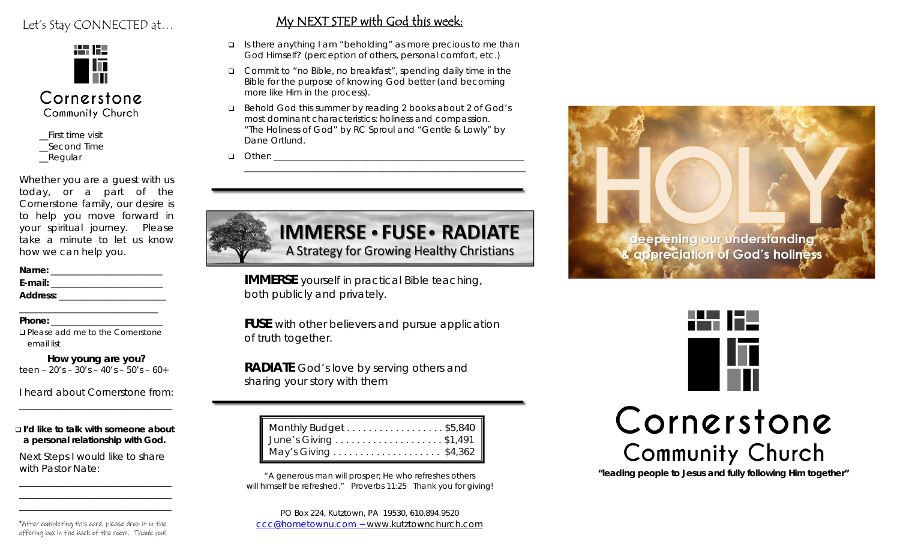Let's Stay CONNECTED at…

Cornerstone
Community Church

__First time visit
__Second Time
__Regular

Whether you are a guest with us today, or a part of the Cornerstone family, our desire is to help you move forward in your spiritual journey. Please take a minute to let us know how we can help you.

**Name:** ____________________
**E-mail:** ____________________
**Address:** ____________________
____________________________
**Phone:** ____________________

❑ Please add me to the Cornerstone email list

**How young are you?**
teen – 20's – 30's – 40's – 50's – 60+

I heard about Cornerstone from:
____________________________

❑ **I'd like to talk with someone about a personal relationship with God.**

Next Steps I would like to share with Pastor Nate:
____________________________
____________________________
____________________________

*After completing this card, please drop it in the offering box in the back of the room. Thank you!

## My NEXT STEP with God this week:

- ❑ Is there anything I am "beholding" as more precious to me than God Himself? (perception of others, personal comfort, etc.)
- ❑ Commit to "no Bible, no breakfast", spending daily time in the Bible for the purpose of knowing God better (and becoming more like Him in the process).
- ❑ Behold God this summer by reading 2 books about 2 of God's most dominant characteristics: holiness and compassion. "The Holiness of God" by RC Sproul and "Gentle & Lowly" by Dane Ortlund.
- ❑ Other: ____________________________________________
____________________________________________

## IMMERSE • FUSE • RADIATE
A Strategy for Growing Healthy Christians

**IMMERSE** yourself in practical Bible teaching, both publicly and privately.

**FUSE** with other believers and pursue application of truth together.

**RADIATE** God's love by serving others and sharing your story with them

| | |
|---|---|
| Monthly Budget | $5,840 |
| June's Giving | $1,491 |
| May's Giving | $4,362 |

"A generous man will prosper; He who refreshes others will himself be refreshed." Proverbs 11:25 Thank you for giving!

PO Box 224, Kutztown, PA 19530, 610.894.9520
ccc@hometownu.com ~ www.kutztownchurch.com

HOLY
deepening our understanding & appreciation of God's holiness

Cornerstone
Community Church

**"leading people to Jesus and fully following Him together"**